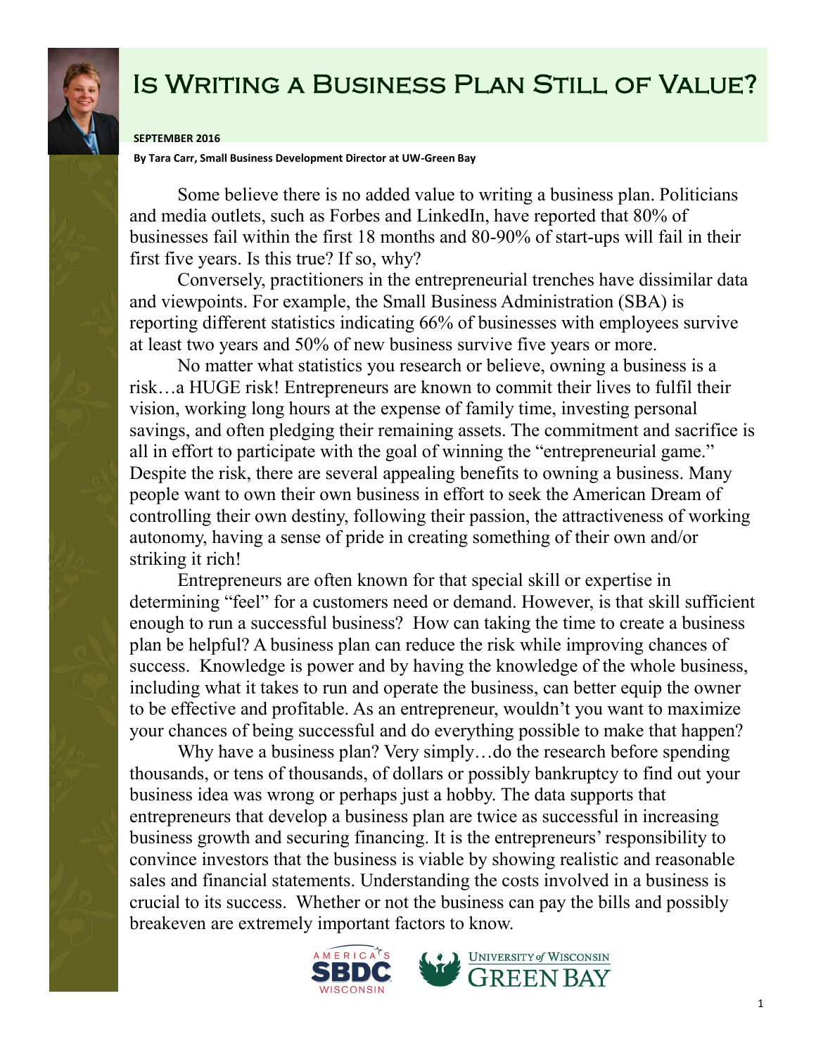# Is Writing a Business Plan Still of Value?

**SEPTEMBER 2016**

**By Tara Carr, Small Business Development Director at UW-Green Bay**

Some believe there is no added value to writing a business plan. Politicians and media outlets, such as Forbes and LinkedIn, have reported that 80% of businesses fail within the first 18 months and 80-90% of start-ups will fail in their first five years. Is this true? If so, why?

Conversely, practitioners in the entrepreneurial trenches have dissimilar data and viewpoints. For example, the Small Business Administration (SBA) is reporting different statistics indicating 66% of businesses with employees survive at least two years and 50% of new business survive five years or more.

No matter what statistics you research or believe, owning a business is a risk…a HUGE risk! Entrepreneurs are known to commit their lives to fulfil their vision, working long hours at the expense of family time, investing personal savings, and often pledging their remaining assets. The commitment and sacrifice is all in effort to participate with the goal of winning the "entrepreneurial game." Despite the risk, there are several appealing benefits to owning a business. Many people want to own their own business in effort to seek the American Dream of controlling their own destiny, following their passion, the attractiveness of working autonomy, having a sense of pride in creating something of their own and/or striking it rich!

Entrepreneurs are often known for that special skill or expertise in determining "feel" for a customers need or demand. However, is that skill sufficient enough to run a successful business? How can taking the time to create a business plan be helpful? A business plan can reduce the risk while improving chances of success. Knowledge is power and by having the knowledge of the whole business, including what it takes to run and operate the business, can better equip the owner to be effective and profitable. As an entrepreneur, wouldn't you want to maximize your chances of being successful and do everything possible to make that happen?

Why have a business plan? Very simply…do the research before spending thousands, or tens of thousands, of dollars or possibly bankruptcy to find out your business idea was wrong or perhaps just a hobby. The data supports that entrepreneurs that develop a business plan are twice as successful in increasing business growth and securing financing. It is the entrepreneurs' responsibility to convince investors that the business is viable by showing realistic and reasonable sales and financial statements. Understanding the costs involved in a business is crucial to its success. Whether or not the business can pay the bills and possibly breakeven are extremely important factors to know.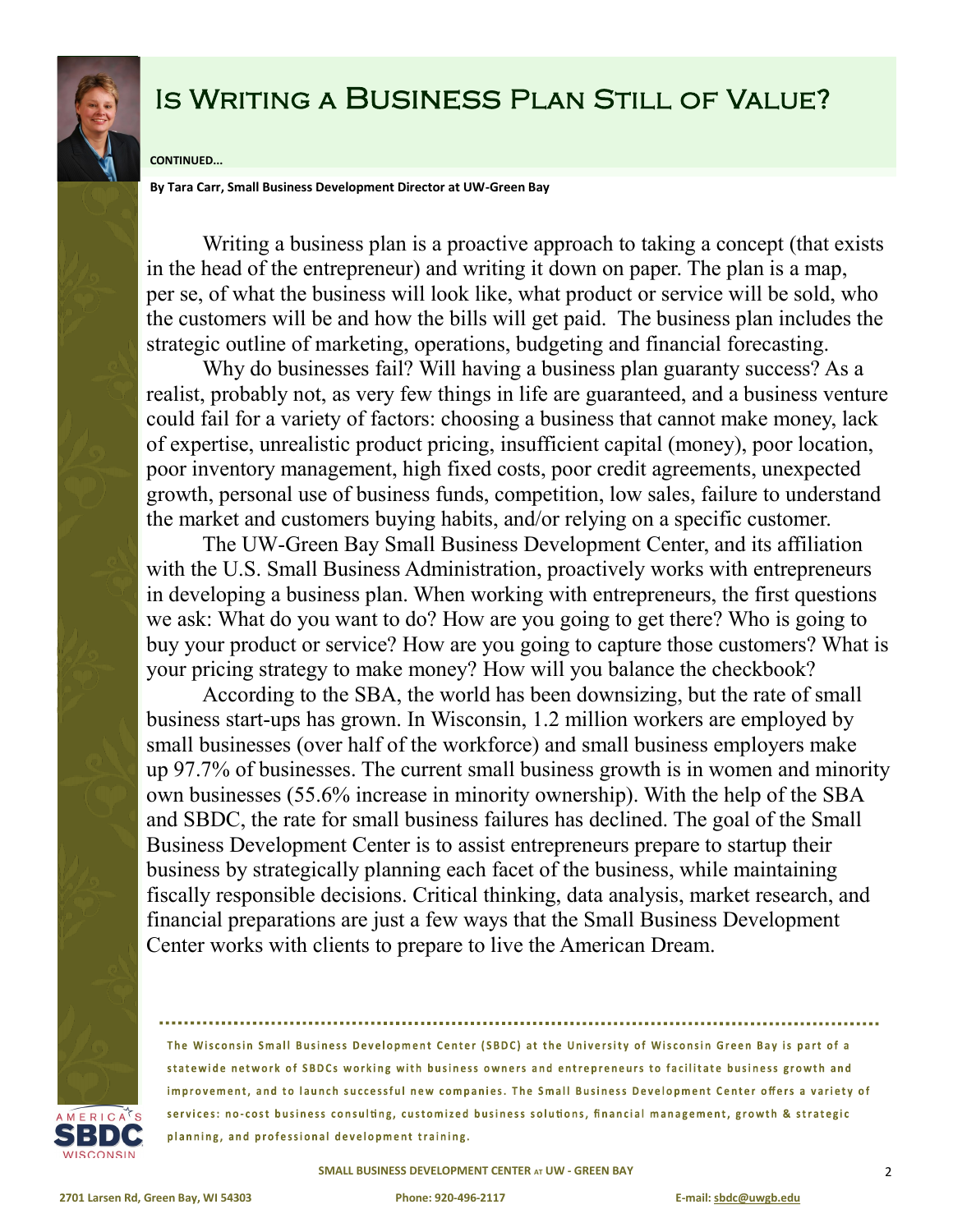# Is Writing a Business Plan Still of Value?

**CONTINUED...**

**By Tara Carr, Small Business Development Director at UW-Green Bay**

Writing a business plan is a proactive approach to taking a concept (that exists in the head of the entrepreneur) and writing it down on paper. The plan is a map, per se, of what the business will look like, what product or service will be sold, who the customers will be and how the bills will get paid. The business plan includes the strategic outline of marketing, operations, budgeting and financial forecasting.

Why do businesses fail? Will having a business plan guaranty success? As a realist, probably not, as very few things in life are guaranteed, and a business venture could fail for a variety of factors: choosing a business that cannot make money, lack of expertise, unrealistic product pricing, insufficient capital (money), poor location, poor inventory management, high fixed costs, poor credit agreements, unexpected growth, personal use of business funds, competition, low sales, failure to understand the market and customers buying habits, and/or relying on a specific customer.

The UW-Green Bay Small Business Development Center, and its affiliation with the U.S. Small Business Administration, proactively works with entrepreneurs in developing a business plan. When working with entrepreneurs, the first questions we ask: What do you want to do? How are you going to get there? Who is going to buy your product or service? How are you going to capture those customers? What is your pricing strategy to make money? How will you balance the checkbook?

According to the SBA, the world has been downsizing, but the rate of small business start-ups has grown. In Wisconsin, 1.2 million workers are employed by small businesses (over half of the workforce) and small business employers make up 97.7% of businesses. The current small business growth is in women and minority own businesses (55.6% increase in minority ownership). With the help of the SBA and SBDC, the rate for small business failures has declined. The goal of the Small Business Development Center is to assist entrepreneurs prepare to startup their business by strategically planning each facet of the business, while maintaining fiscally responsible decisions. Critical thinking, data analysis, market research, and financial preparations are just a few ways that the Small Business Development Center works with clients to prepare to live the American Dream.

---

The Wisconsin Small Business Development Center (SBDC) at the University of Wisconsin Green Bay is part of a statewide network of SBDCs working with business owners and entrepreneurs to facilitate business growth and improvement, and to launch successful new companies. The Small Business Development Center offers a variety of services: no-cost business consulting, customized business solutions, financial management, growth & strategic planning, and professional development training.

AMERICA'S SBDC WISCONSIN

**SMALL BUSINESS DEVELOPMENT CENTER AT UW - GREEN BAY**

**2701 Larsen Rd, Green Bay, WI 54303** **Phone: 920-496-2117** **E-mail: sbdc@uwgb.edu**